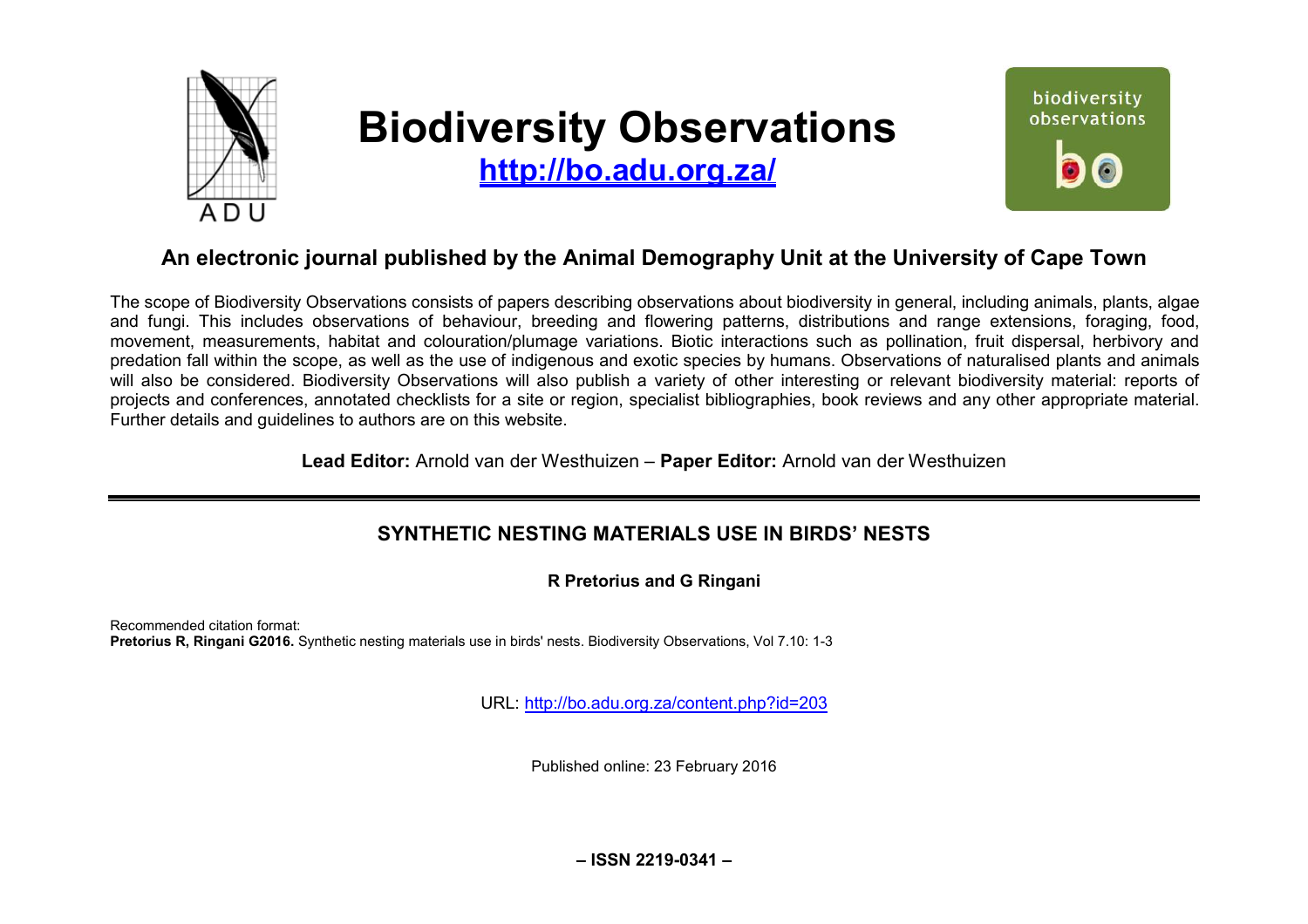# Biodiversity Observations

**http://bo.adu.org.za/**

## An electronic journal published by the Animal Demography Unit at the University of Cape Town

The scope of Biodiversity Observations consists of papers describing observations about biodiversity in general, including animals, plants, algae and fungi. This includes observations of behaviour, breeding and flowering patterns, distributions and range extensions, foraging, food, movement, measurements, habitat and colouration/plumage variations. Biotic interactions such as pollination, fruit dispersal, herbivory and predation fall within the scope, as well as the use of indigenous and exotic species by humans. Observations of naturalised plants and animals will also be considered. Biodiversity Observations will also publish a variety of other interesting or relevant biodiversity material: reports of projects and conferences, annotated checklists for a site or region, specialist bibliographies, book reviews and any other appropriate material. Further details and guidelines to authors are on this website.

**Lead Editor:** Arnold van der Westhuizen – **Paper Editor:** Arnold van der Westhuizen

---

## SYNTHETIC NESTING MATERIALS USE IN BIRDS' NESTS

**R Pretorius and G Ringani**

Recommended citation format:
**Pretorius R, Ringani G2016.** Synthetic nesting materials use in birds' nests. Biodiversity Observations, Vol 7.10: 1-3

URL: http://bo.adu.org.za/content.php?id=203

Published online: 23 February 2016

**– ISSN 2219-0341 –**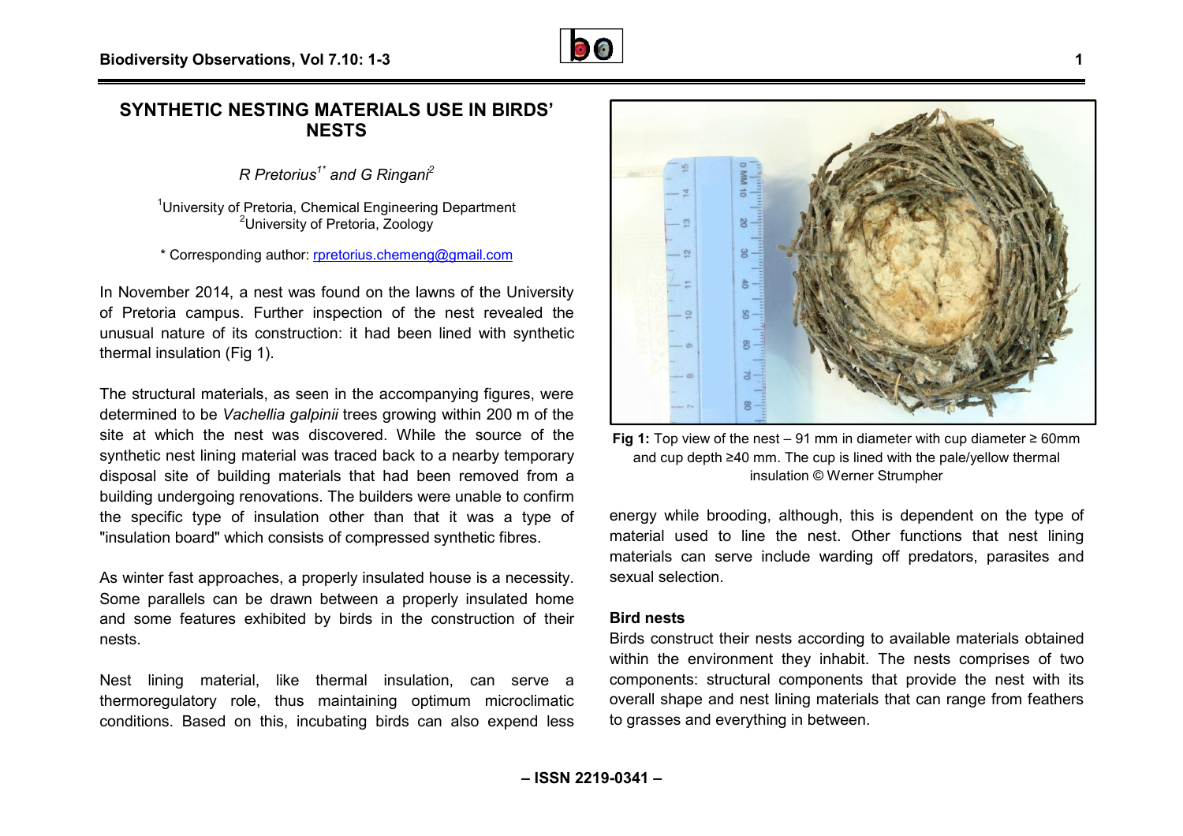# SYNTHETIC NESTING MATERIALS USE IN BIRDS' NESTS

*R Pretorius[1*] and G Ringani[2]*

[1]University of Pretoria, Chemical Engineering Department
[2]University of Pretoria, Zoology

* Corresponding author: rpretorius.chemeng@gmail.com

In November 2014, a nest was found on the lawns of the University of Pretoria campus. Further inspection of the nest revealed the unusual nature of its construction: it had been lined with synthetic thermal insulation (Fig 1).

The structural materials, as seen in the accompanying figures, were determined to be *Vachellia galpinii* trees growing within 200 m of the site at which the nest was discovered. While the source of the synthetic nest lining material was traced back to a nearby temporary disposal site of building materials that had been removed from a building undergoing renovations. The builders were unable to confirm the specific type of insulation other than that it was a type of "insulation board" which consists of compressed synthetic fibres.

As winter fast approaches, a properly insulated house is a necessity. Some parallels can be drawn between a properly insulated home and some features exhibited by birds in the construction of their nests.

Nest lining material, like thermal insulation, can serve a thermoregulatory role, thus maintaining optimum microclimatic conditions. Based on this, incubating birds can also expend less energy while brooding, although, this is dependent on the type of material used to line the nest. Other functions that nest lining materials can serve include warding off predators, parasites and sexual selection.

**Fig 1:** Top view of the nest – 91 mm in diameter with cup diameter ≥ 60mm and cup depth ≥40 mm. The cup is lined with the pale/yellow thermal insulation © Werner Strumpher

## Bird nests

Birds construct their nests according to available materials obtained within the environment they inhabit. The nests comprises of two components: structural components that provide the nest with its overall shape and nest lining materials that can range from feathers to grasses and everything in between.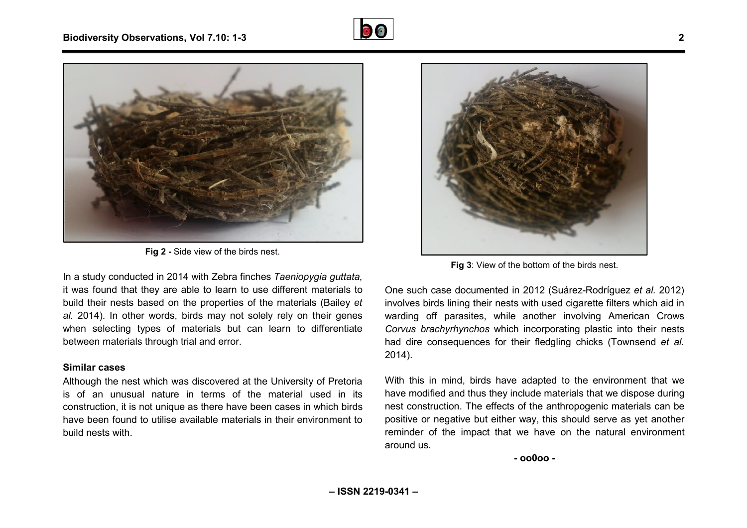Fig 2 - Side view of the birds nest.

Fig 3: View of the bottom of the birds nest.

In a study conducted in 2014 with Zebra finches *Taeniopygia guttata*, it was found that they are able to learn to use different materials to build their nests based on the properties of the materials (Bailey *et al.* 2014). In other words, birds may not solely rely on their genes when selecting types of materials but can learn to differentiate between materials through trial and error.

**Similar cases**

Although the nest which was discovered at the University of Pretoria is of an unusual nature in terms of the material used in its construction, it is not unique as there have been cases in which birds have been found to utilise available materials in their environment to build nests with.

One such case documented in 2012 (Suárez-Rodríguez *et al.* 2012) involves birds lining their nests with used cigarette filters which aid in warding off parasites, while another involving American Crows *Corvus brachyrhynchos* which incorporating plastic into their nests had dire consequences for their fledgling chicks (Townsend *et al.* 2014).

With this in mind, birds have adapted to the environment that we have modified and thus they include materials that we dispose during nest construction. The effects of the anthropogenic materials can be positive or negative but either way, this should serve as yet another reminder of the impact that we have on the natural environment around us.

**- oo0oo -**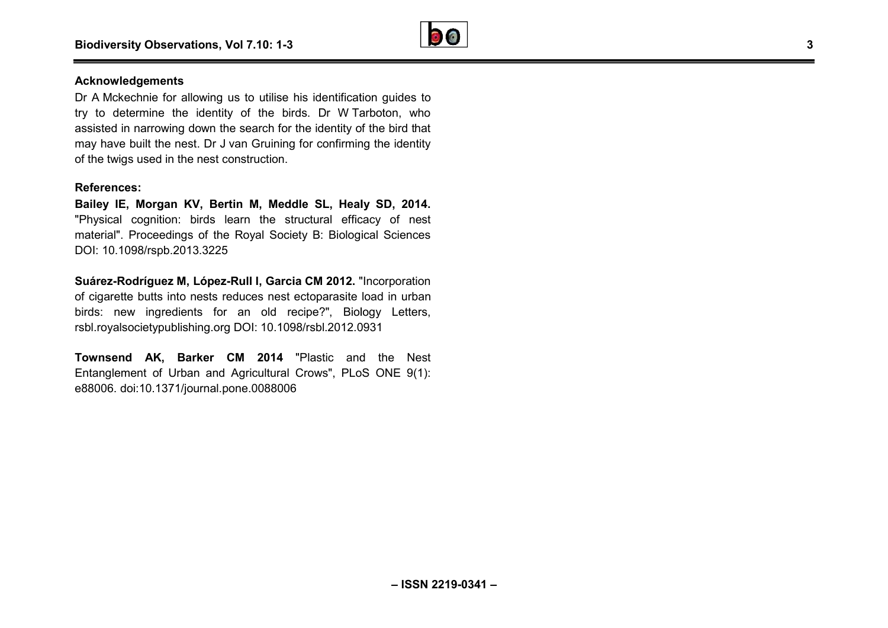### Acknowledgements

Dr A Mckechnie for allowing us to utilise his identification guides to try to determine the identity of the birds. Dr W Tarboton, who assisted in narrowing down the search for the identity of the bird that may have built the nest. Dr J van Gruining for confirming the identity of the twigs used in the nest construction.

### References:

**Bailey IE, Morgan KV, Bertin M, Meddle SL, Healy SD, 2014.** "Physical cognition: birds learn the structural efficacy of nest material". Proceedings of the Royal Society B: Biological Sciences DOI: 10.1098/rspb.2013.3225

**Suárez-Rodríguez M, López-Rull I, Garcia CM 2012.** "Incorporation of cigarette butts into nests reduces nest ectoparasite load in urban birds: new ingredients for an old recipe?", Biology Letters, rsbl.royalsocietypublishing.org DOI: 10.1098/rsbl.2012.0931

**Townsend AK, Barker CM 2014** "Plastic and the Nest Entanglement of Urban and Agricultural Crows", PLoS ONE 9(1): e88006. doi:10.1371/journal.pone.0088006